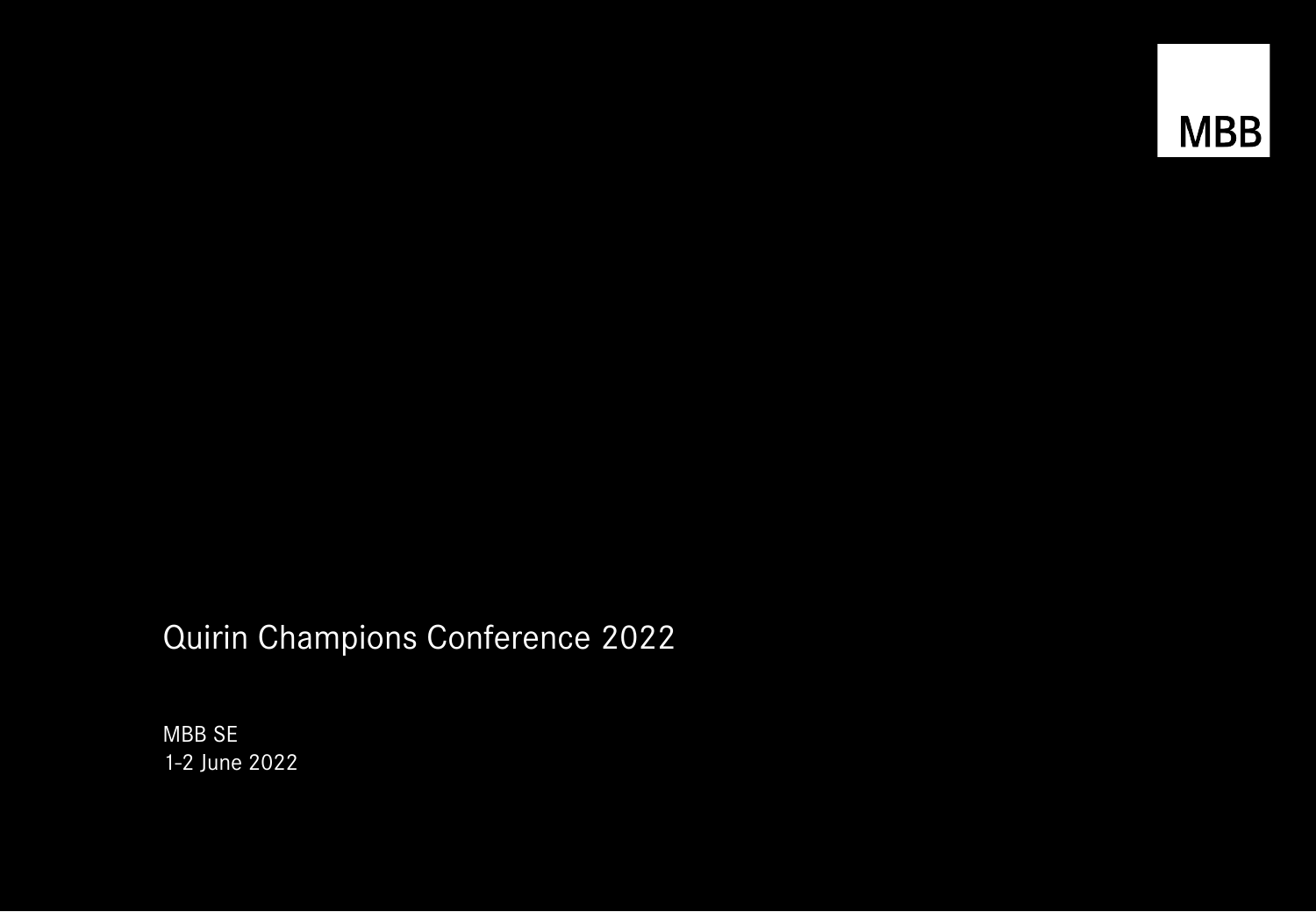MBB

# Quirin Champions Conference 2022

MBB SE
1-2 June 2022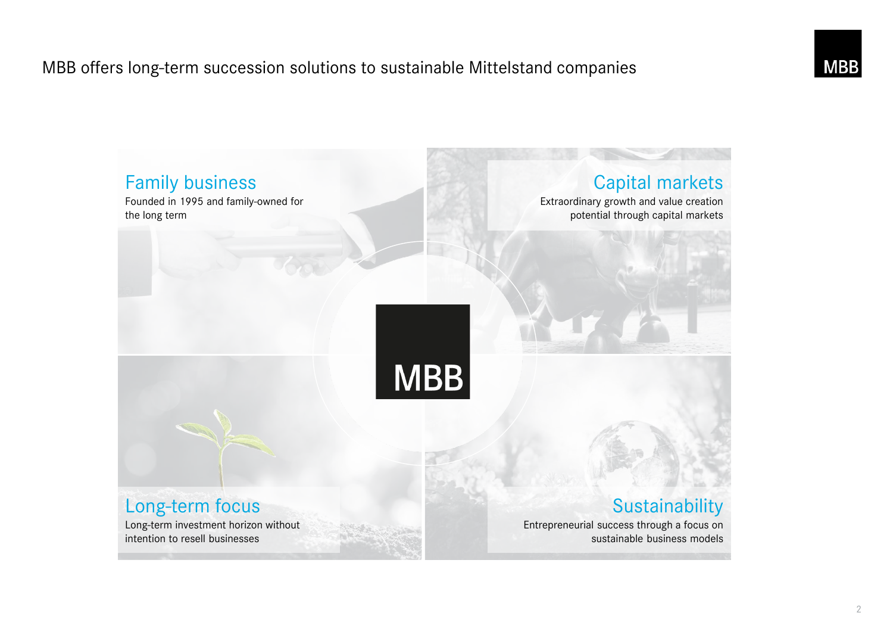# MBB offers long-term succession solutions to sustainable Mittelstand companies

## Family business

Founded in 1995 and family-owned for the long term

## Capital markets

Extraordinary growth and value creation potential through capital markets

MBB

## Long-term focus

Long-term investment horizon without intention to resell businesses

## Sustainability

Entrepreneurial success through a focus on sustainable business models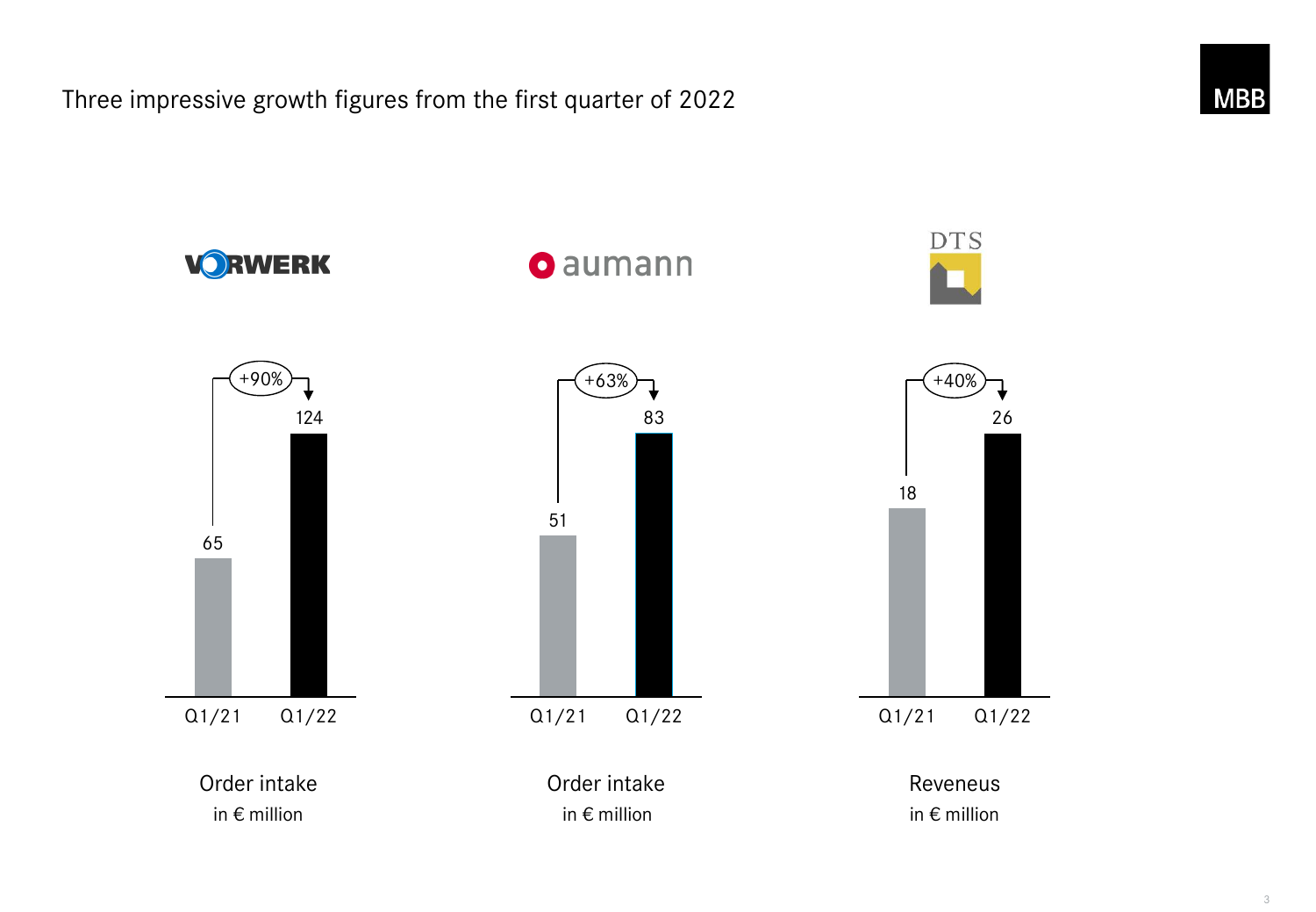# Three impressive growth figures from the first quarter of 2022

**VORWERK**

Order intake
in € million

| | Q1/21 | Q1/22 |
|---|---|---|
| Order intake | 65 | 124 |

+90%

**aumann**

Order intake
in € million

| | Q1/21 | Q1/22 |
|---|---|---|
| Order intake | 51 | 83 |

+63%

**DTS**

Reveneus
in € million

| | Q1/21 | Q1/22 |
|---|---|---|
| Reveneus | 18 | 26 |

+40%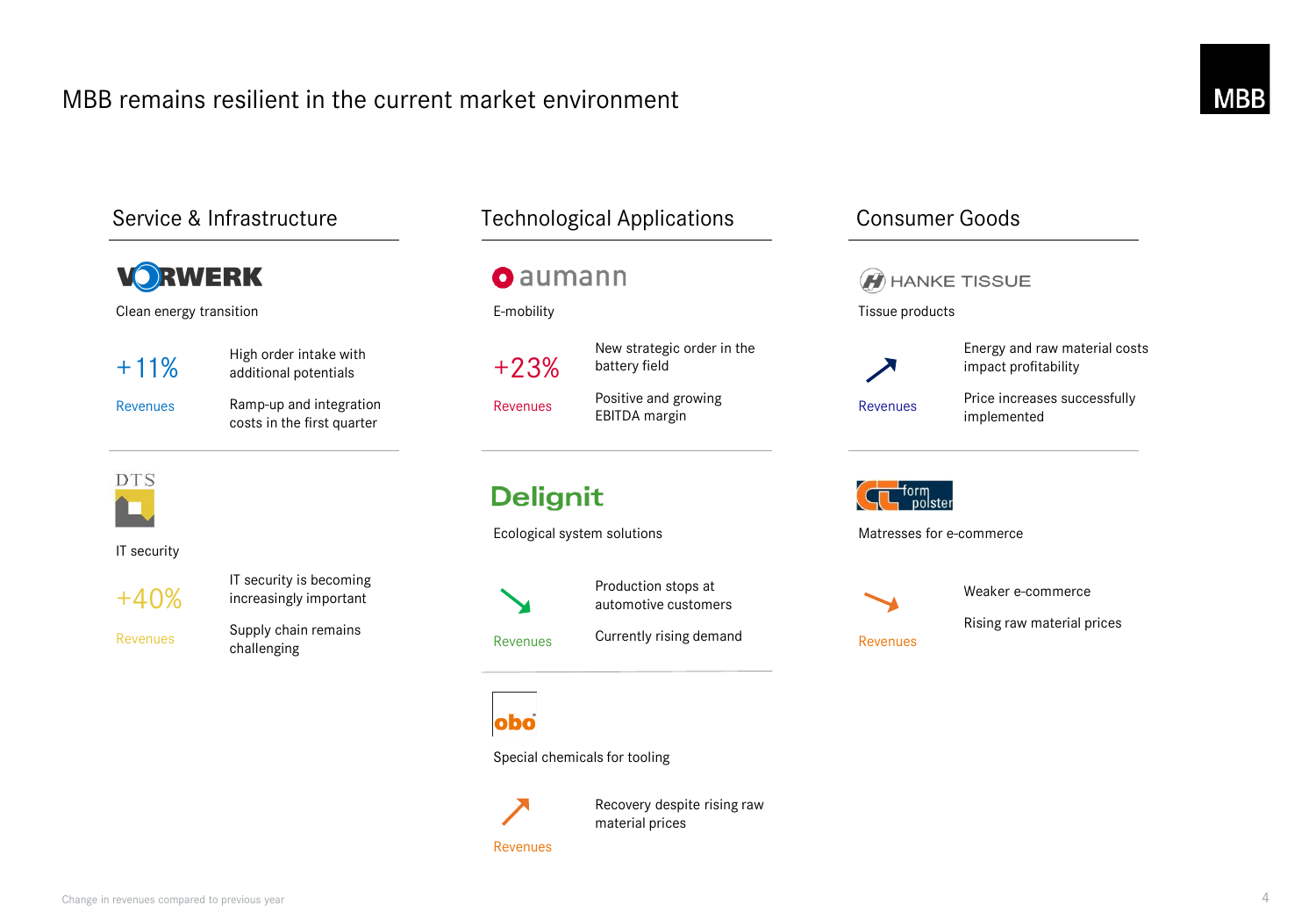# MBB remains resilient in the current market environment

## Service & Infrastructure

### VORWERK

Clean energy transition

+11%

Revenues

- High order intake with additional potentials
- Ramp-up and integration costs in the first quarter

### DTS

IT security

+40%

Revenues

- IT security is becoming increasingly important
- Supply chain remains challenging

## Technological Applications

### aumann

E-mobility

+23%

Revenues

- New strategic order in the battery field
- Positive and growing EBITDA margin

### Delignit

Ecological system solutions

↘

Revenues

- Production stops at automotive customers
- Currently rising demand

### obo

Special chemicals for tooling

↗

Revenues

- Recovery despite rising raw material prices

## Consumer Goods

### HANKE TISSUE

Tissue products

↗

Revenues

- Energy and raw material costs impact profitability
- Price increases successfully implemented

### CT formpolster

Matresses for e-commerce

↘

Revenues

- Weaker e-commerce
- Rising raw material prices

Change in revenues compared to previous year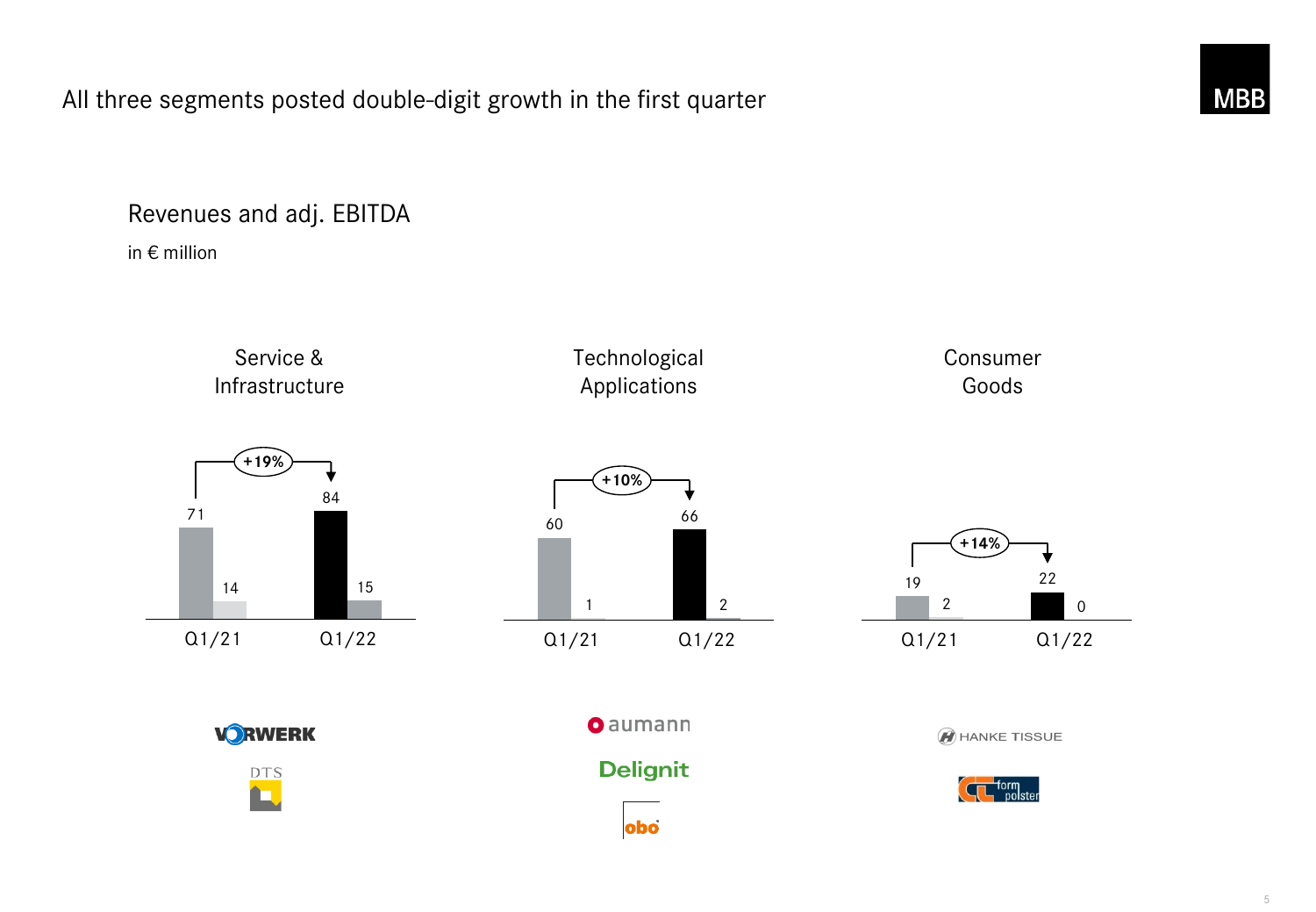# All three segments posted double-digit growth in the first quarter

## Revenues and adj. EBITDA

in € million

| Segment | Revenues Q1/21 | Adj. EBITDA Q1/21 | Revenues Q1/22 | Adj. EBITDA Q1/22 | Revenue growth |
|---|---|---|---|---|---|
| Service & Infrastructure | 71 | 14 | 84 | 15 | +19% |
| Technological Applications | 60 | 1 | 66 | 2 | +10% |
| Consumer Goods | 19 | 2 | 22 | 0 | +14% |

Service & Infrastructure: VORWERK, DTS

Technological Applications: aumann, Delignit, obo

Consumer Goods: HANKE TISSUE, CT formpolster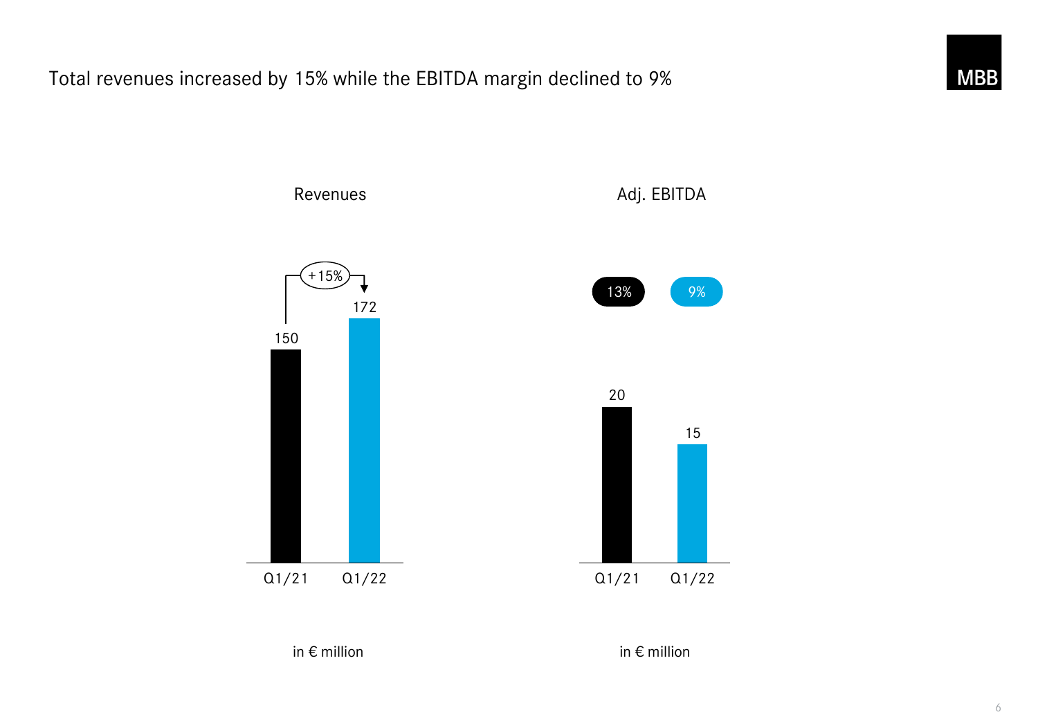# Total revenues increased by 15% while the EBITDA margin declined to 9%

## Revenues

| | Q1/21 | Q1/22 |
|---|---|---|
| Revenues (in € million) | 150 | 172 |

+15%

in € million

## Adj. EBITDA

| | Q1/21 | Q1/22 |
|---|---|---|
| Adj. EBITDA (in € million) | 20 | 15 |
| Margin | 13% | 9% |

in € million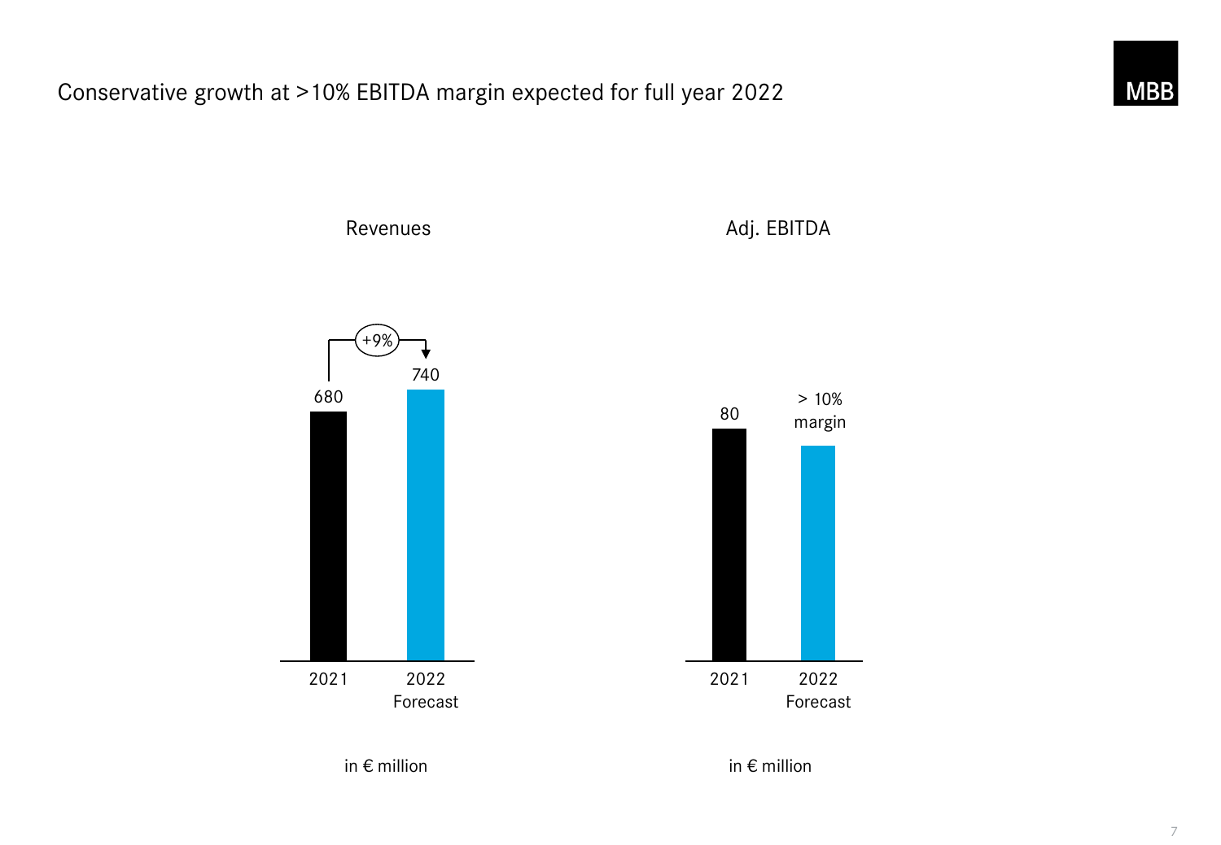# Conservative growth at >10% EBITDA margin expected for full year 2022

**Revenues**

| | 2021 | 2022 Forecast |
|---|---|---|
| Revenues | 680 | 740 |

+9%

in € million

**Adj. EBITDA**

| | 2021 | 2022 Forecast |
|---|---|---|
| Adj. EBITDA | 80 | > 10% margin |

in € million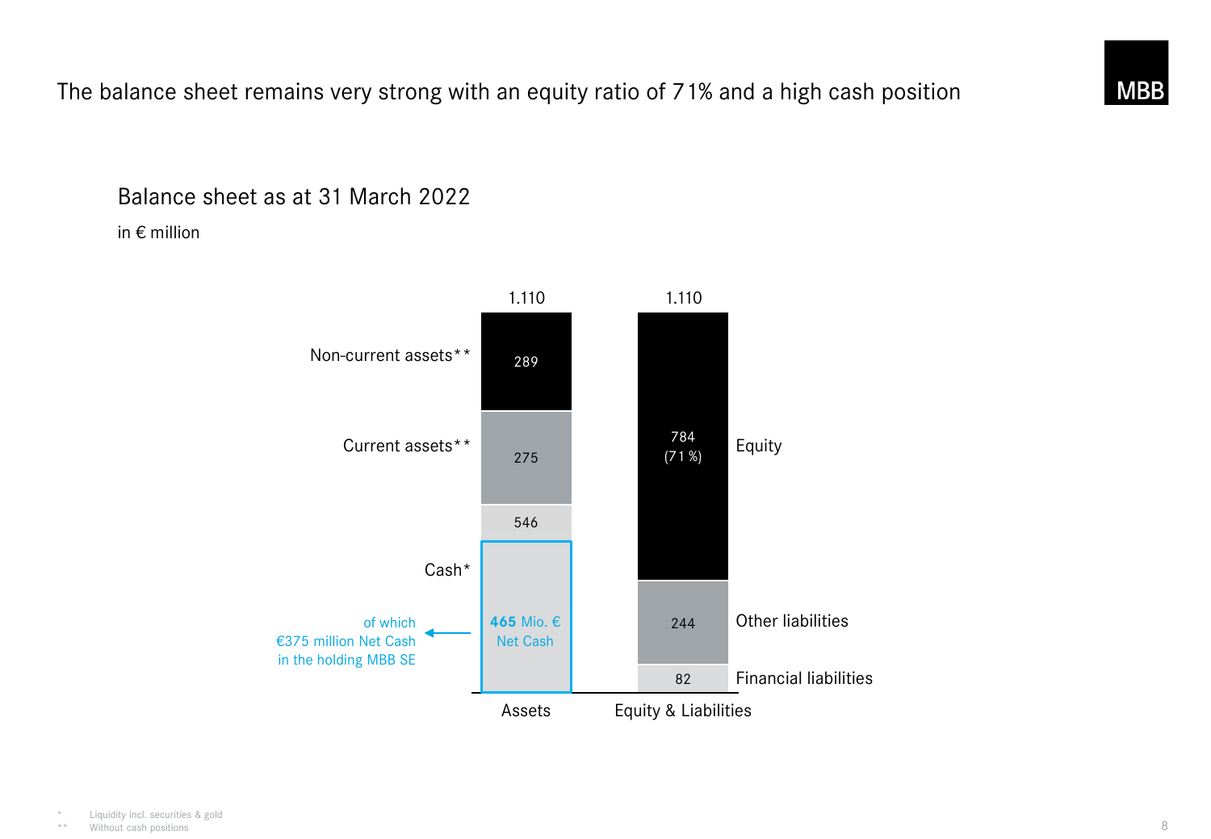# The balance sheet remains very strong with an equity ratio of 71% and a high cash position

## Balance sheet as at 31 March 2022

in € million

| Assets | | Equity & Liabilities | |
|---|---|---|---|
| Non-current assets** | 289 | Equity | 784 (71 %) |
| Current assets** | 275 | Other liabilities | 244 |
| Cash* | 546 | Financial liabilities | 82 |
| **Total** | 1.110 | **Total** | 1.110 |

Cash: **465** Mio. € Net Cash

of which €375 million Net Cash in the holding MBB SE

\* Liquidity incl. securities & gold

\*\* Without cash positions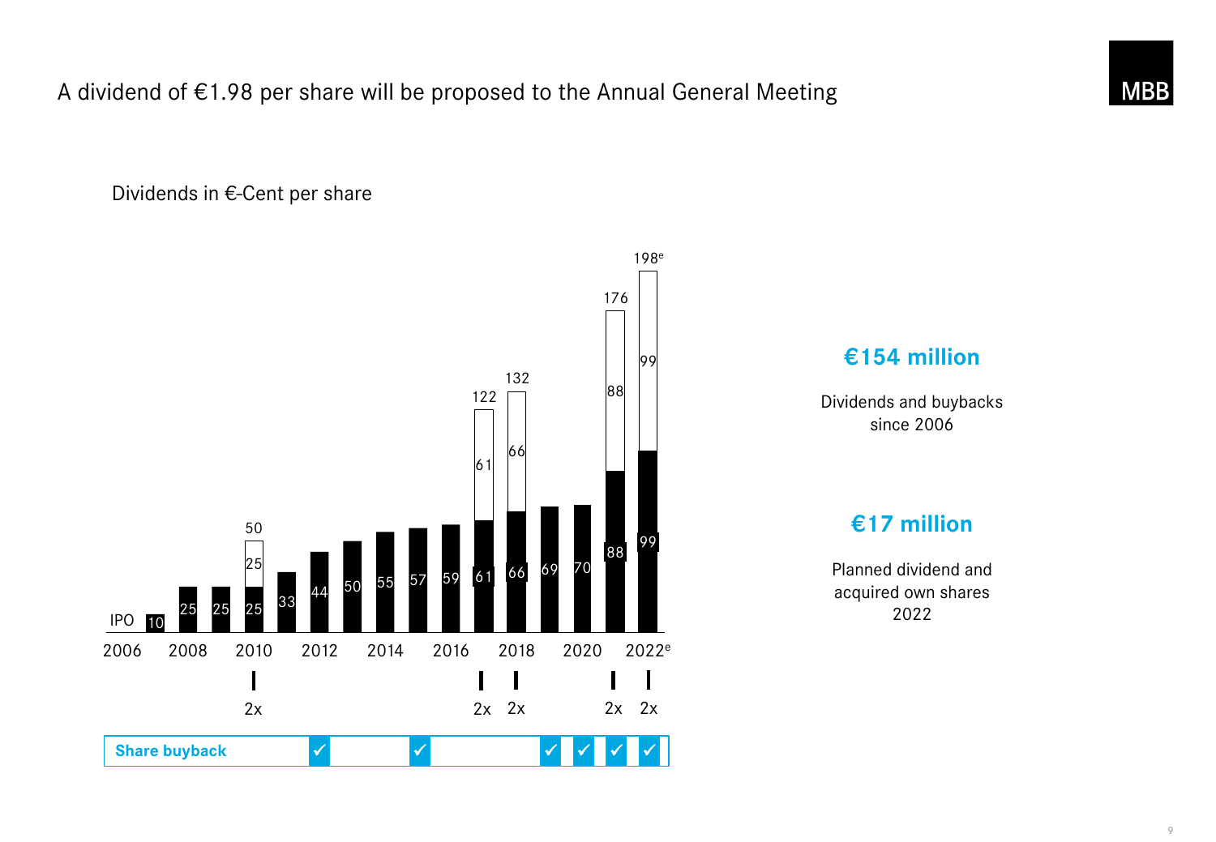# A dividend of €1.98 per share will be proposed to the Annual General Meeting

Dividends in €-Cent per share

| Year | Dividend | Special dividend | Total |
|---|---|---|---|
| 2006 (IPO) | 10 | | |
| 2007 | 25 | | |
| 2008 | 25 | | |
| 2009 | 25 | 25 | 50 |
| 2010 | 33 | | |
| 2011 | 44 | | |
| 2012 | 50 | | |
| 2013 | 55 | | |
| 2014 | 57 | | |
| 2015 | 59 | | |
| 2016 | 61 | 61 | 122 |
| 2017 | 66 | 66 | 132 |
| 2018 | 69 | | |
| 2019 | 70 | | |
| 2020 | 88 | 88 | 176 |
| 2021 / 2022e | 99 | 99 | 198e |

2x 2x 2x 2x 2x

Share buyback ✓ ✓ ✓ ✓ ✓ ✓

**€154 million**

Dividends and buybacks since 2006

**€17 million**

Planned dividend and acquired own shares 2022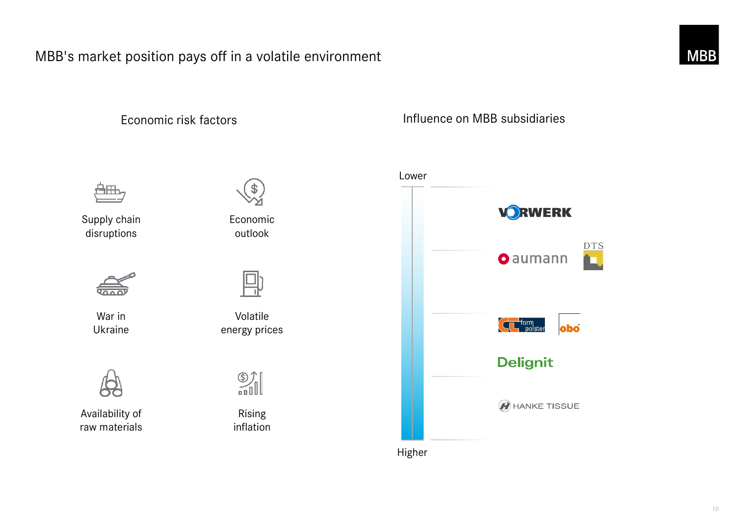# MBB's market position pays off in a volatile environment

## Economic risk factors

- Supply chain disruptions
- Economic outlook
- War in Ukraine
- Volatile energy prices
- Availability of raw materials
- Rising inflation

## Influence on MBB subsidiaries

Lower

- VORWERK
- aumann, DTS
- CT formpolster, obo
- Delignit
- HANKE TISSUE

Higher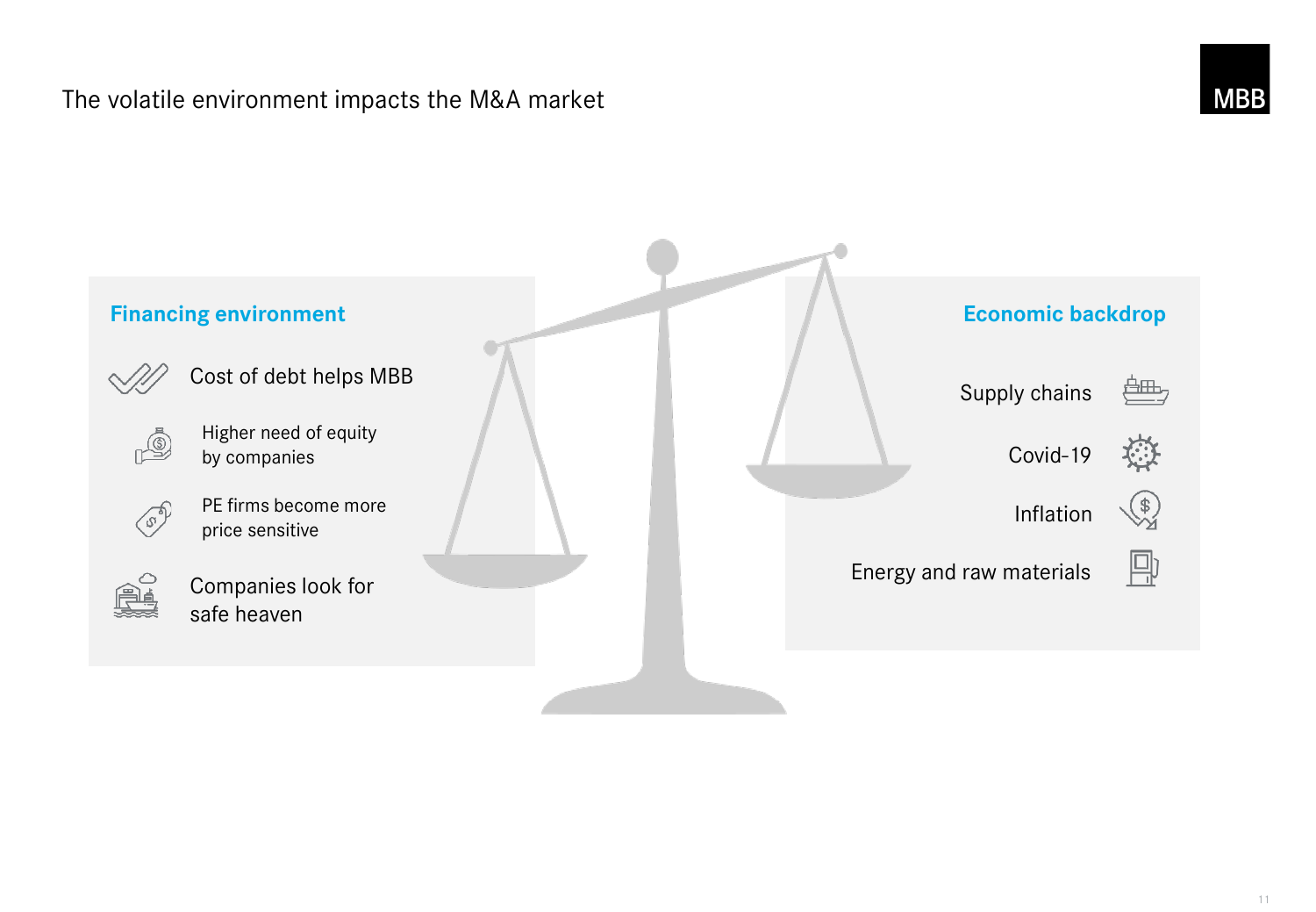# The volatile environment impacts the M&A market

## Financing environment

- Cost of debt helps MBB
  - Higher need of equity by companies
  - PE firms become more price sensitive
- Companies look for safe heaven

## Economic backdrop

- Supply chains
- Covid-19
- Inflation
- Energy and raw materials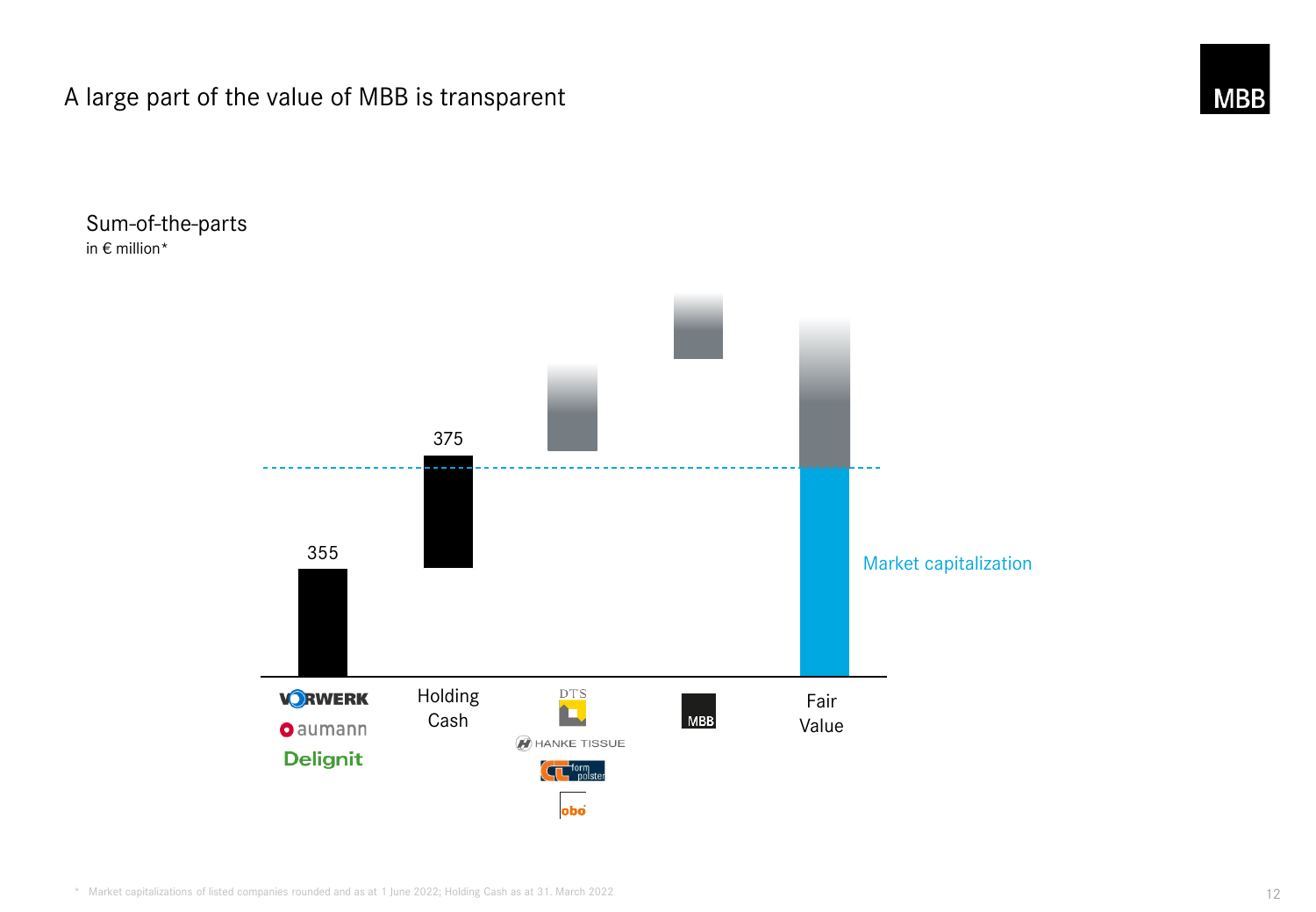# A large part of the value of MBB is transparent

## Sum-of-the-parts

in € million*

| | Value |
|---|---|
| Vorwerk, aumann, Delignit | 355 |
| Holding Cash | 375 |
| DTS, Hanke Tissue, CT formpolster, obo | |
| MBB | |
| Fair Value | |

Market capitalization

\* Market capitalizations of listed companies rounded and as at 1 June 2022; Holding Cash as at 31. March 2022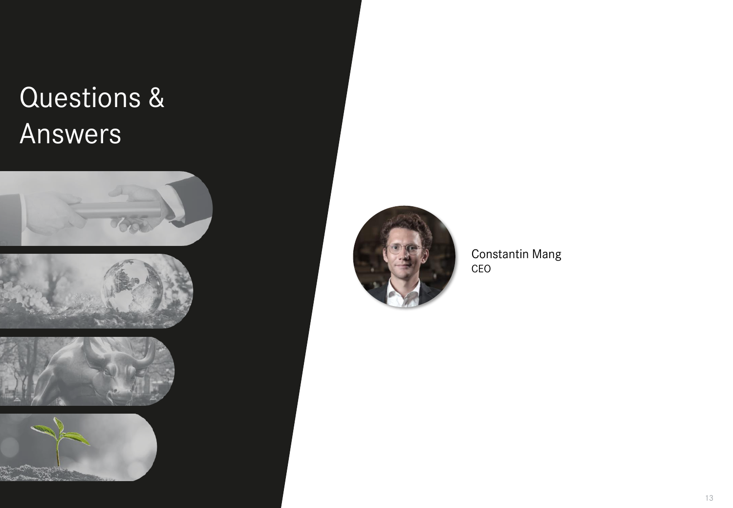# Questions & Answers

Constantin Mang
CEO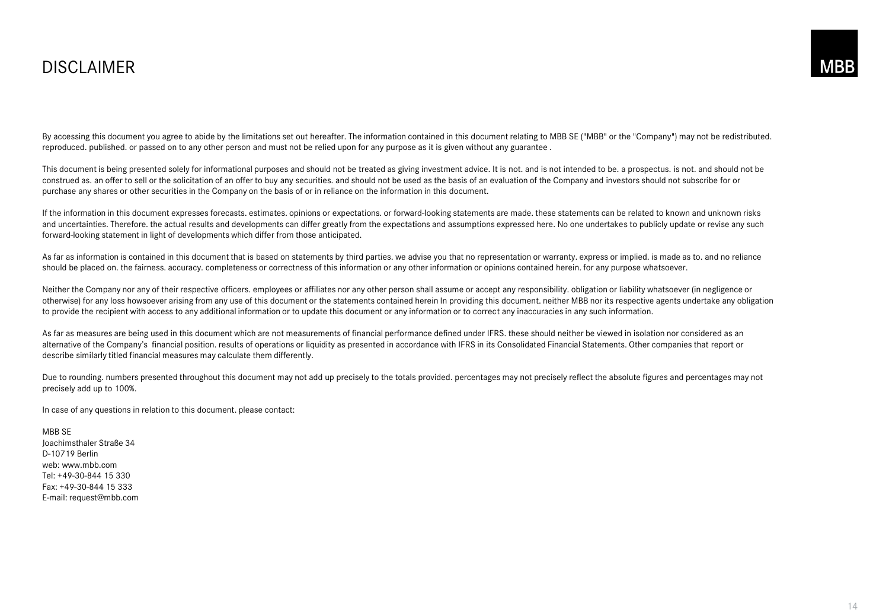# DISCLAIMER

MBB

By accessing this document you agree to abide by the limitations set out hereafter. The information contained in this document relating to MBB SE ("MBB" or the "Company") may not be redistributed. reproduced. published. or passed on to any other person and must not be relied upon for any purpose as it is given without any guarantee .

This document is being presented solely for informational purposes and should not be treated as giving investment advice. It is not. and is not intended to be. a prospectus. is not. and should not be construed as. an offer to sell or the solicitation of an offer to buy any securities. and should not be used as the basis of an evaluation of the Company and investors should not subscribe for or purchase any shares or other securities in the Company on the basis of or in reliance on the information in this document.

If the information in this document expresses forecasts. estimates. opinions or expectations. or forward-looking statements are made. these statements can be related to known and unknown risks and uncertainties. Therefore. the actual results and developments can differ greatly from the expectations and assumptions expressed here. No one undertakes to publicly update or revise any such forward-looking statement in light of developments which differ from those anticipated.

As far as information is contained in this document that is based on statements by third parties. we advise you that no representation or warranty. express or implied. is made as to. and no reliance should be placed on. the fairness. accuracy. completeness or correctness of this information or any other information or opinions contained herein. for any purpose whatsoever.

Neither the Company nor any of their respective officers. employees or affiliates nor any other person shall assume or accept any responsibility. obligation or liability whatsoever (in negligence or otherwise) for any loss howsoever arising from any use of this document or the statements contained herein In providing this document. neither MBB nor its respective agents undertake any obligation to provide the recipient with access to any additional information or to update this document or any information or to correct any inaccuracies in any such information.

As far as measures are being used in this document which are not measurements of financial performance defined under IFRS. these should neither be viewed in isolation nor considered as an alternative of the Company's financial position. results of operations or liquidity as presented in accordance with IFRS in its Consolidated Financial Statements. Other companies that report or describe similarly titled financial measures may calculate them differently.

Due to rounding. numbers presented throughout this document may not add up precisely to the totals provided. percentages may not precisely reflect the absolute figures and percentages may not precisely add up to 100%.

In case of any questions in relation to this document. please contact:

MBB SE  
Joachimsthaler Straße 34  
D-10719 Berlin  
web: www.mbb.com  
Tel: +49-30-844 15 330  
Fax: +49-30-844 15 333  
E-mail: request@mbb.com